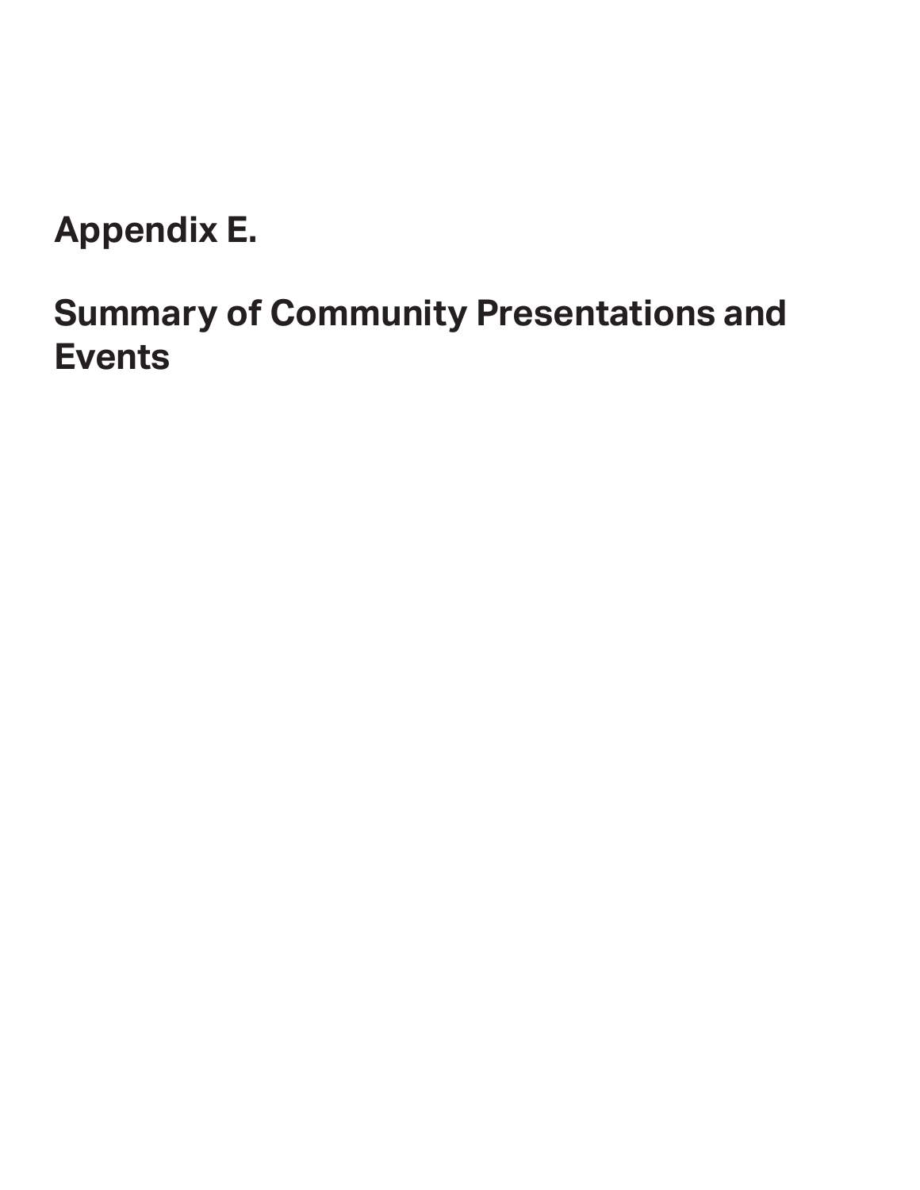# Appendix E.

# Summary of Community Presentations and Events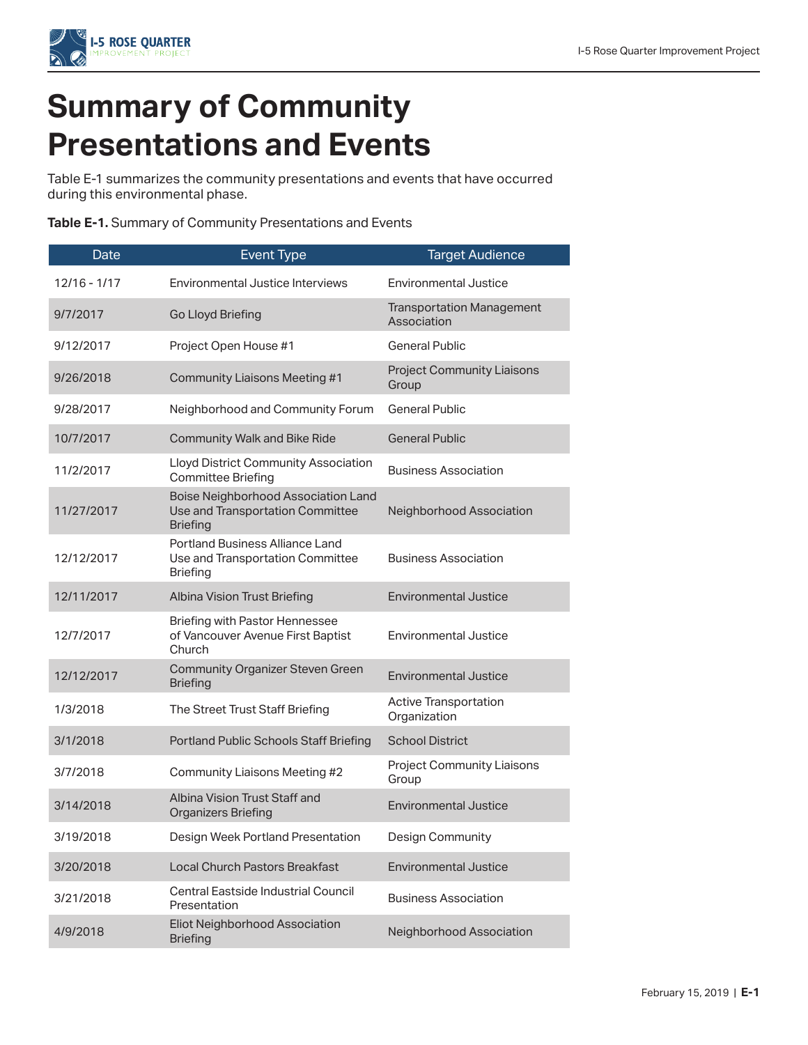# Summary of Community Presentations and Events

Table E-1 summarizes the community presentations and events that have occurred during this environmental phase.

**Table E-1.** Summary of Community Presentations and Events

| Date | Event Type | Target Audience |
|---|---|---|
| 12/16 - 1/17 | Environmental Justice Interviews | Environmental Justice |
| 9/7/2017 | Go Lloyd Briefing | Transportation Management Association |
| 9/12/2017 | Project Open House #1 | General Public |
| 9/26/2018 | Community Liaisons Meeting #1 | Project Community Liaisons Group |
| 9/28/2017 | Neighborhood and Community Forum | General Public |
| 10/7/2017 | Community Walk and Bike Ride | General Public |
| 11/2/2017 | Lloyd District Community Association Committee Briefing | Business Association |
| 11/27/2017 | Boise Neighborhood Association Land Use and Transportation Committee Briefing | Neighborhood Association |
| 12/12/2017 | Portland Business Alliance Land Use and Transportation Committee Briefing | Business Association |
| 12/11/2017 | Albina Vision Trust Briefing | Environmental Justice |
| 12/7/2017 | Briefing with Pastor Hennessee of Vancouver Avenue First Baptist Church | Environmental Justice |
| 12/12/2017 | Community Organizer Steven Green Briefing | Environmental Justice |
| 1/3/2018 | The Street Trust Staff Briefing | Active Transportation Organization |
| 3/1/2018 | Portland Public Schools Staff Briefing | School District |
| 3/7/2018 | Community Liaisons Meeting #2 | Project Community Liaisons Group |
| 3/14/2018 | Albina Vision Trust Staff and Organizers Briefing | Environmental Justice |
| 3/19/2018 | Design Week Portland Presentation | Design Community |
| 3/20/2018 | Local Church Pastors Breakfast | Environmental Justice |
| 3/21/2018 | Central Eastside Industrial Council Presentation | Business Association |
| 4/9/2018 | Eliot Neighborhood Association Briefing | Neighborhood Association |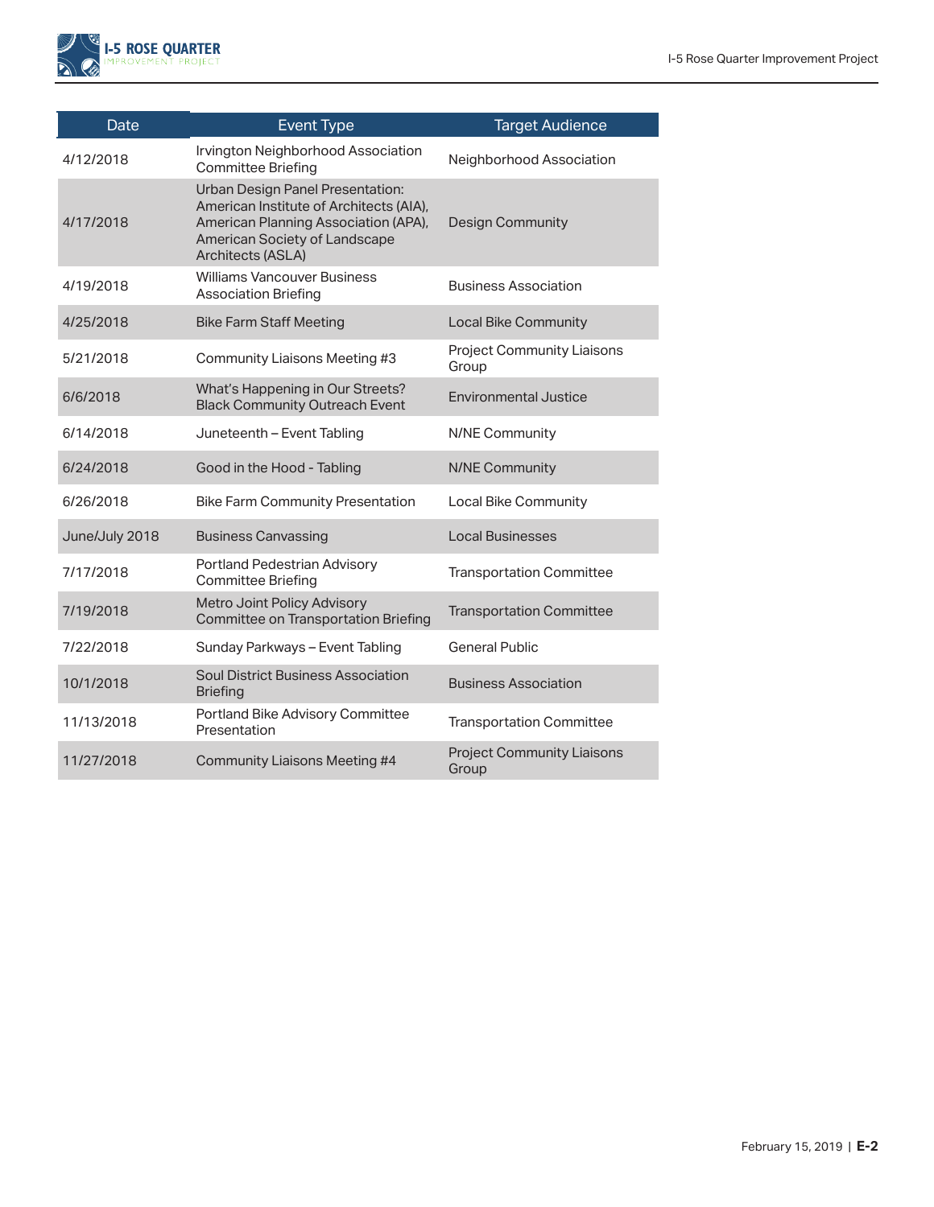| Date | Event Type | Target Audience |
|---|---|---|
| 4/12/2018 | Irvington Neighborhood Association Committee Briefing | Neighborhood Association |
| 4/17/2018 | Urban Design Panel Presentation: American Institute of Architects (AIA), American Planning Association (APA), American Society of Landscape Architects (ASLA) | Design Community |
| 4/19/2018 | Williams Vancouver Business Association Briefing | Business Association |
| 4/25/2018 | Bike Farm Staff Meeting | Local Bike Community |
| 5/21/2018 | Community Liaisons Meeting #3 | Project Community Liaisons Group |
| 6/6/2018 | What's Happening in Our Streets? Black Community Outreach Event | Environmental Justice |
| 6/14/2018 | Juneteenth – Event Tabling | N/NE Community |
| 6/24/2018 | Good in the Hood - Tabling | N/NE Community |
| 6/26/2018 | Bike Farm Community Presentation | Local Bike Community |
| June/July 2018 | Business Canvassing | Local Businesses |
| 7/17/2018 | Portland Pedestrian Advisory Committee Briefing | Transportation Committee |
| 7/19/2018 | Metro Joint Policy Advisory Committee on Transportation Briefing | Transportation Committee |
| 7/22/2018 | Sunday Parkways – Event Tabling | General Public |
| 10/1/2018 | Soul District Business Association Briefing | Business Association |
| 11/13/2018 | Portland Bike Advisory Committee Presentation | Transportation Committee |
| 11/27/2018 | Community Liaisons Meeting #4 | Project Community Liaisons Group |